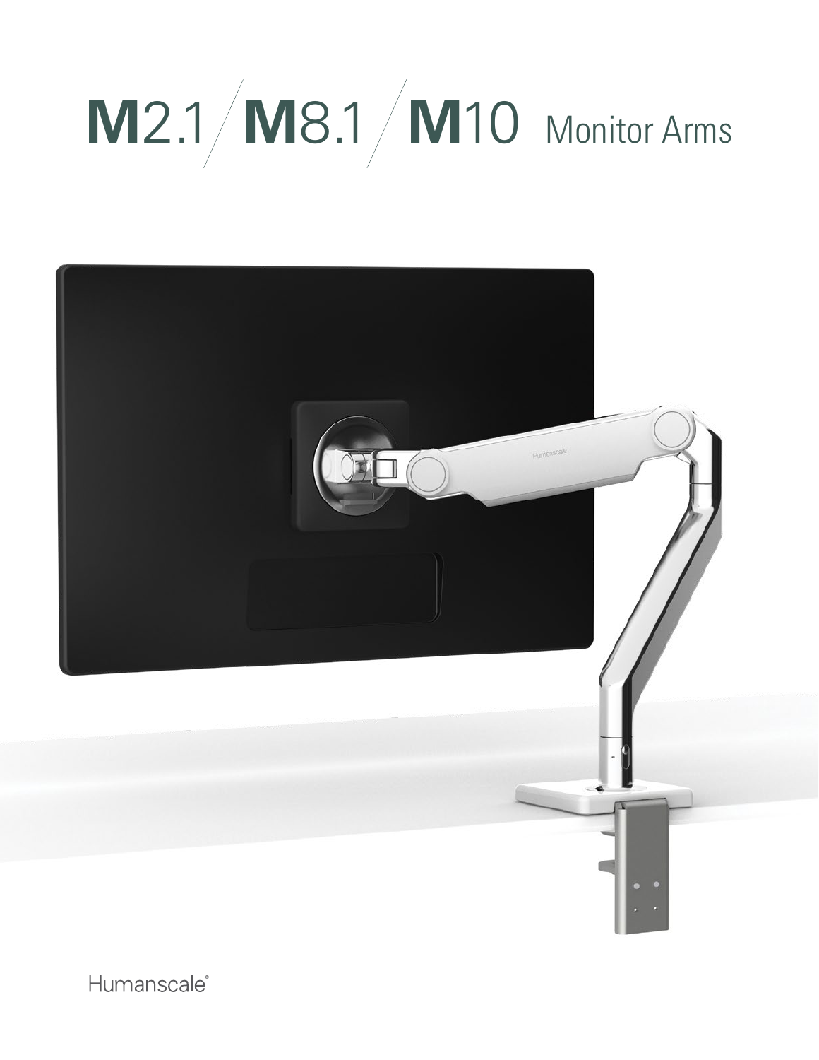# M2.1 / M8.1 / M10 Monitor Arms

Humanscale®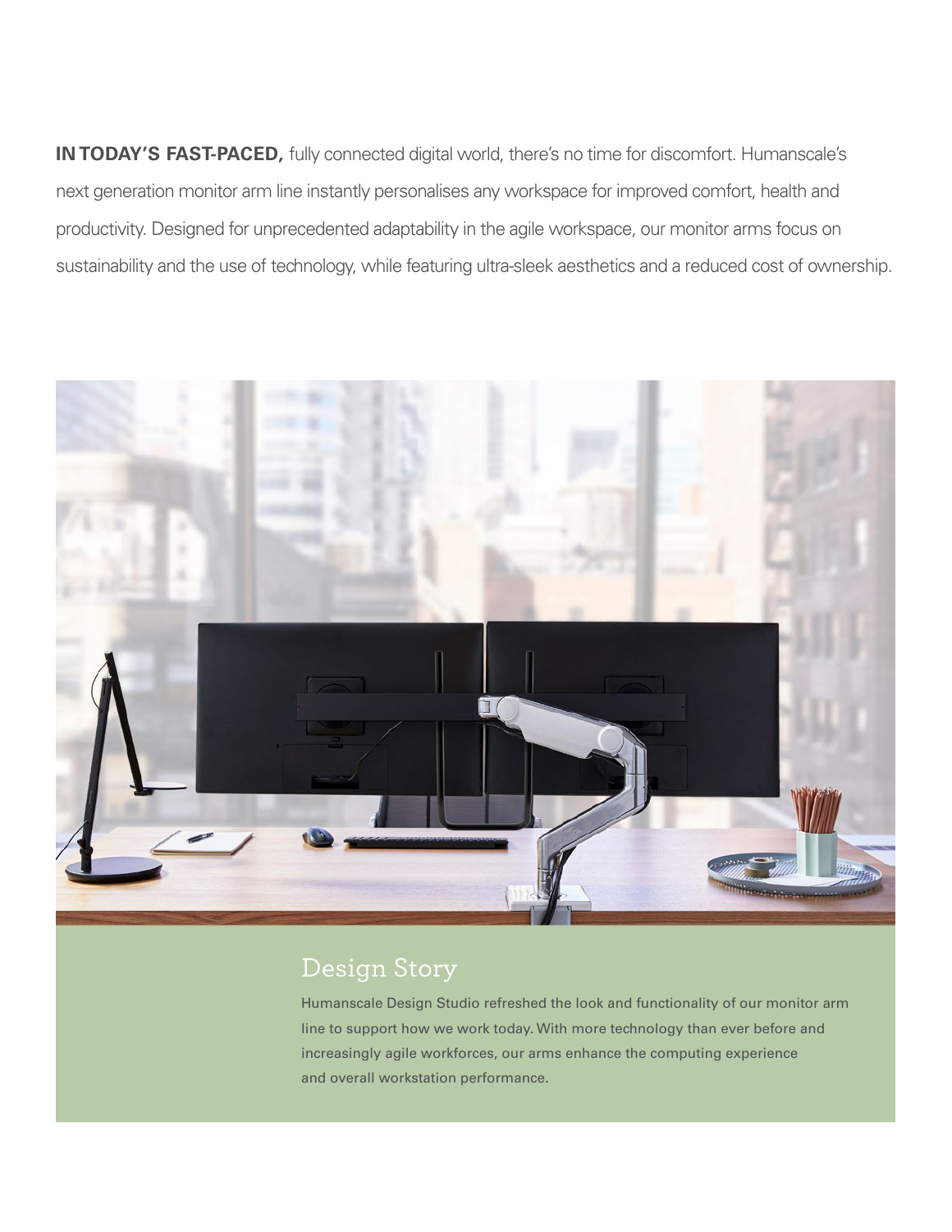**IN TODAY'S FAST-PACED,** fully connected digital world, there's no time for discomfort. Humanscale's next generation monitor arm line instantly personalises any workspace for improved comfort, health and productivity. Designed for unprecedented adaptability in the agile workspace, our monitor arms focus on sustainability and the use of technology, while featuring ultra-sleek aesthetics and a reduced cost of ownership.

## Design Story

Humanscale Design Studio refreshed the look and functionality of our monitor arm line to support how we work today. With more technology than ever before and increasingly agile workforces, our arms enhance the computing experience and overall workstation performance.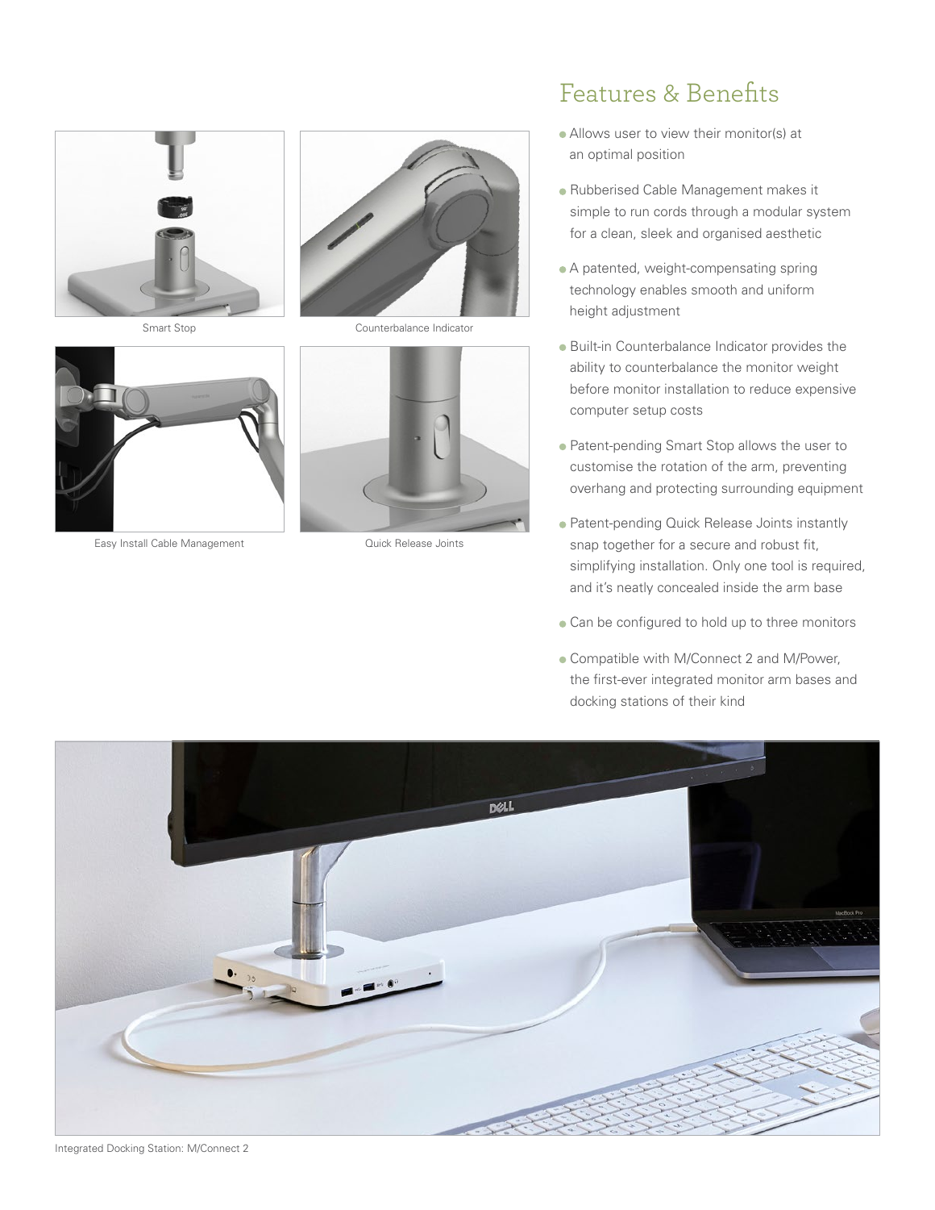Smart Stop

Counterbalance Indicator

Easy Install Cable Management

Quick Release Joints

## Features & Benefits

- Allows user to view their monitor(s) at an optimal position
- Rubberised Cable Management makes it simple to run cords through a modular system for a clean, sleek and organised aesthetic
- A patented, weight-compensating spring technology enables smooth and uniform height adjustment
- Built-in Counterbalance Indicator provides the ability to counterbalance the monitor weight before monitor installation to reduce expensive computer setup costs
- Patent-pending Smart Stop allows the user to customise the rotation of the arm, preventing overhang and protecting surrounding equipment
- Patent-pending Quick Release Joints instantly snap together for a secure and robust fit, simplifying installation. Only one tool is required, and it's neatly concealed inside the arm base
- Can be configured to hold up to three monitors
- Compatible with M/Connect 2 and M/Power, the first-ever integrated monitor arm bases and docking stations of their kind

Integrated Docking Station: M/Connect 2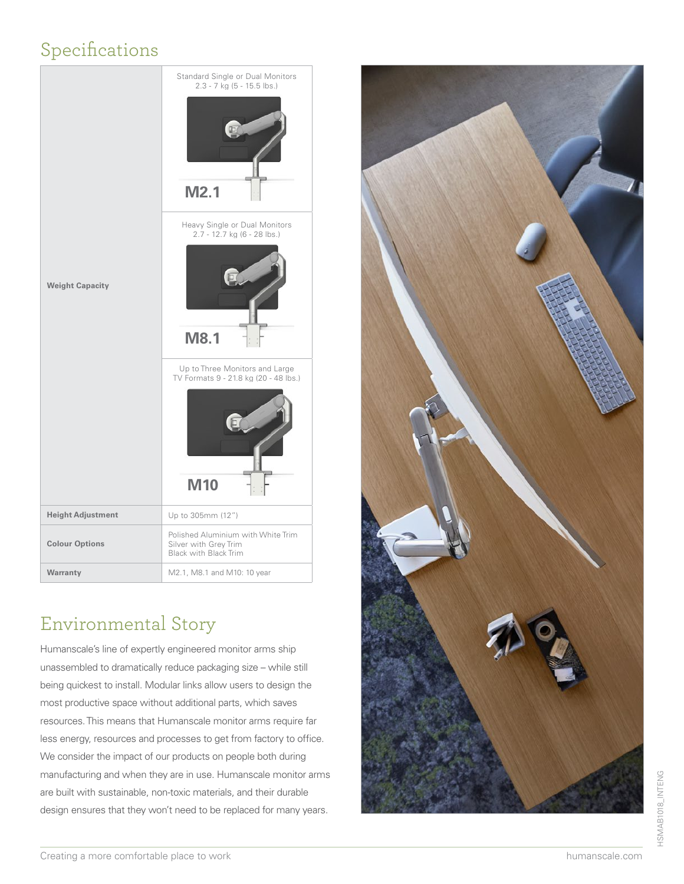## Specifications

| | |
|---|---|
| Weight Capacity | Standard Single or Dual Monitors 2.3 - 7 kg (5 - 15.5 lbs.) M2.1 |
| | Heavy Single or Dual Monitors 2.7 - 12.7 kg (6 - 28 lbs.) M8.1 |
| | Up to Three Monitors and Large TV Formats 9 - 21.8 kg (20 - 48 lbs.) M10 |
| **Height Adjustment** | Up to 305mm (12") |
| **Colour Options** | Polished Aluminium with White Trim<br>Silver with Grey Trim<br>Black with Black Trim |
| **Warranty** | M2.1, M8.1 and M10: 10 year |

## Environmental Story

Humanscale's line of expertly engineered monitor arms ship unassembled to dramatically reduce packaging size – while still being quickest to install. Modular links allow users to design the most productive space without additional parts, which saves resources. This means that Humanscale monitor arms require far less energy, resources and processes to get from factory to office. We consider the impact of our products on people both during manufacturing and when they are in use. Humanscale monitor arms are built with sustainable, non-toxic materials, and their durable design ensures that they won't need to be replaced for many years.

HSMAB1018_INTENG

Creating a more comfortable place to work

humanscale.com